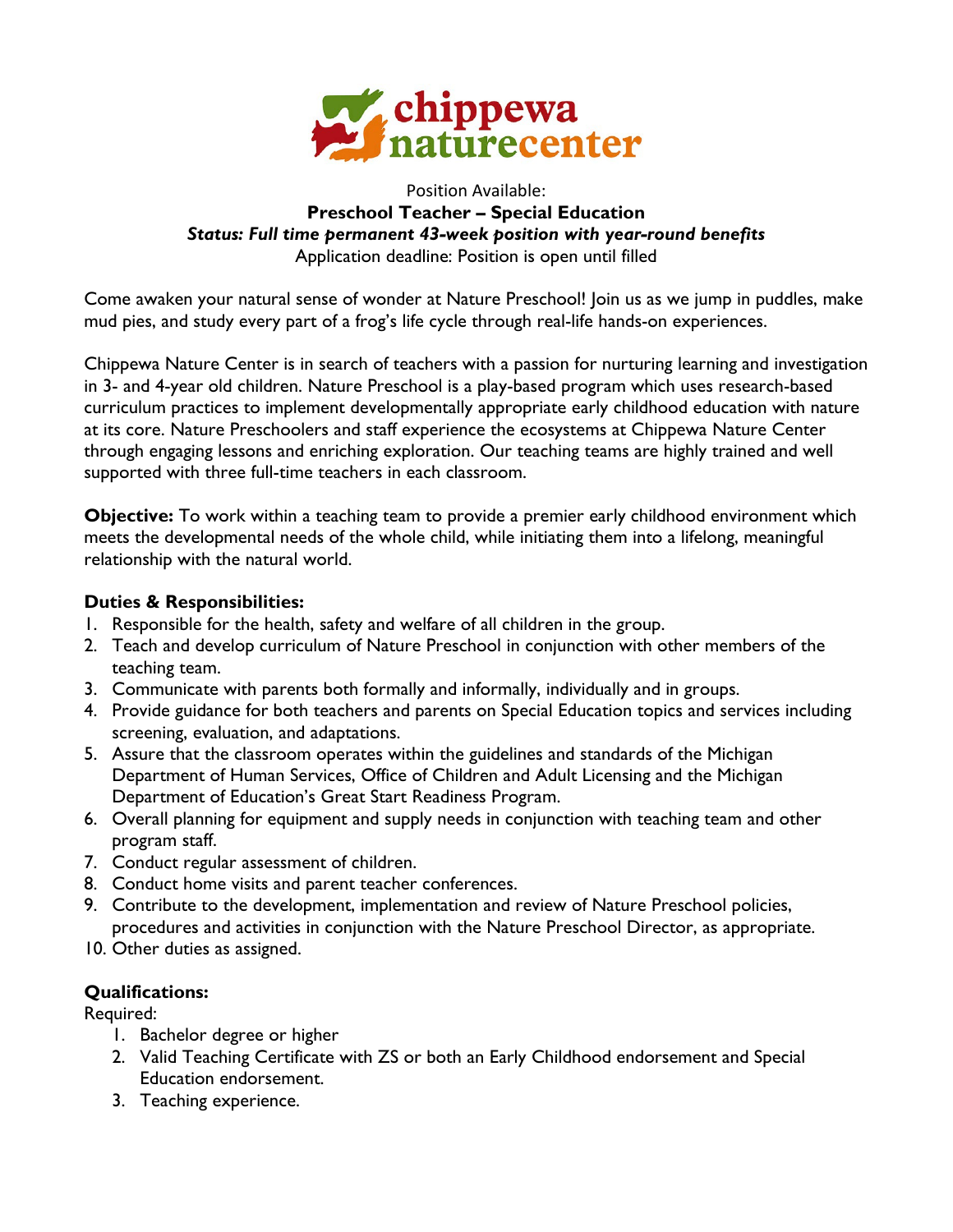chippewa naturecenter

Position Available:

**Preschool Teacher – Special Education**

***Status: Full time permanent 43-week position with year-round benefits***

Application deadline: Position is open until filled

Come awaken your natural sense of wonder at Nature Preschool! Join us as we jump in puddles, make mud pies, and study every part of a frog's life cycle through real-life hands-on experiences.

Chippewa Nature Center is in search of teachers with a passion for nurturing learning and investigation in 3- and 4-year old children. Nature Preschool is a play-based program which uses research-based curriculum practices to implement developmentally appropriate early childhood education with nature at its core. Nature Preschoolers and staff experience the ecosystems at Chippewa Nature Center through engaging lessons and enriching exploration. Our teaching teams are highly trained and well supported with three full-time teachers in each classroom.

**Objective:** To work within a teaching team to provide a premier early childhood environment which meets the developmental needs of the whole child, while initiating them into a lifelong, meaningful relationship with the natural world.

**Duties & Responsibilities:**

1. Responsible for the health, safety and welfare of all children in the group.
2. Teach and develop curriculum of Nature Preschool in conjunction with other members of the teaching team.
3. Communicate with parents both formally and informally, individually and in groups.
4. Provide guidance for both teachers and parents on Special Education topics and services including screening, evaluation, and adaptations.
5. Assure that the classroom operates within the guidelines and standards of the Michigan Department of Human Services, Office of Children and Adult Licensing and the Michigan Department of Education's Great Start Readiness Program.
6. Overall planning for equipment and supply needs in conjunction with teaching team and other program staff.
7. Conduct regular assessment of children.
8. Conduct home visits and parent teacher conferences.
9. Contribute to the development, implementation and review of Nature Preschool policies, procedures and activities in conjunction with the Nature Preschool Director, as appropriate.
10. Other duties as assigned.

**Qualifications:**

Required:

1. Bachelor degree or higher
2. Valid Teaching Certificate with ZS or both an Early Childhood endorsement and Special Education endorsement.
3. Teaching experience.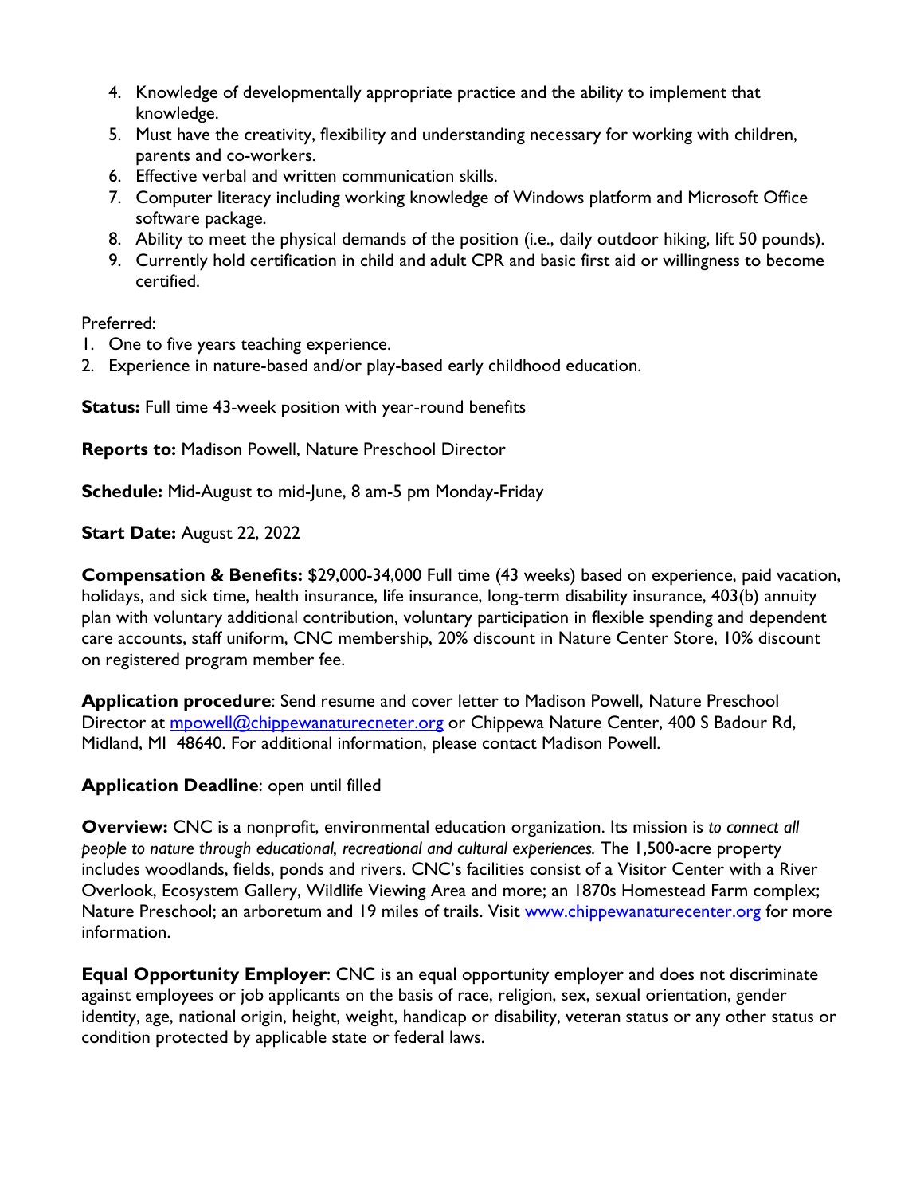4. Knowledge of developmentally appropriate practice and the ability to implement that knowledge.
5. Must have the creativity, flexibility and understanding necessary for working with children, parents and co-workers.
6. Effective verbal and written communication skills.
7. Computer literacy including working knowledge of Windows platform and Microsoft Office software package.
8. Ability to meet the physical demands of the position (i.e., daily outdoor hiking, lift 50 pounds).
9. Currently hold certification in child and adult CPR and basic first aid or willingness to become certified.

Preferred:

1. One to five years teaching experience.
2. Experience in nature-based and/or play-based early childhood education.

**Status:** Full time 43-week position with year-round benefits

**Reports to:** Madison Powell, Nature Preschool Director

**Schedule:** Mid-August to mid-June, 8 am-5 pm Monday-Friday

**Start Date:** August 22, 2022

**Compensation & Benefits:** $29,000-34,000 Full time (43 weeks) based on experience, paid vacation, holidays, and sick time, health insurance, life insurance, long-term disability insurance, 403(b) annuity plan with voluntary additional contribution, voluntary participation in flexible spending and dependent care accounts, staff uniform, CNC membership, 20% discount in Nature Center Store, 10% discount on registered program member fee.

**Application procedure**: Send resume and cover letter to Madison Powell, Nature Preschool Director at mpowell@chippewanaturecneter.org or Chippewa Nature Center, 400 S Badour Rd, Midland, MI 48640. For additional information, please contact Madison Powell.

**Application Deadline**: open until filled

**Overview:** CNC is a nonprofit, environmental education organization. Its mission is *to connect all people to nature through educational, recreational and cultural experiences.* The 1,500-acre property includes woodlands, fields, ponds and rivers. CNC's facilities consist of a Visitor Center with a River Overlook, Ecosystem Gallery, Wildlife Viewing Area and more; an 1870s Homestead Farm complex; Nature Preschool; an arboretum and 19 miles of trails. Visit www.chippewanaturecenter.org for more information.

**Equal Opportunity Employer**: CNC is an equal opportunity employer and does not discriminate against employees or job applicants on the basis of race, religion, sex, sexual orientation, gender identity, age, national origin, height, weight, handicap or disability, veteran status or any other status or condition protected by applicable state or federal laws.